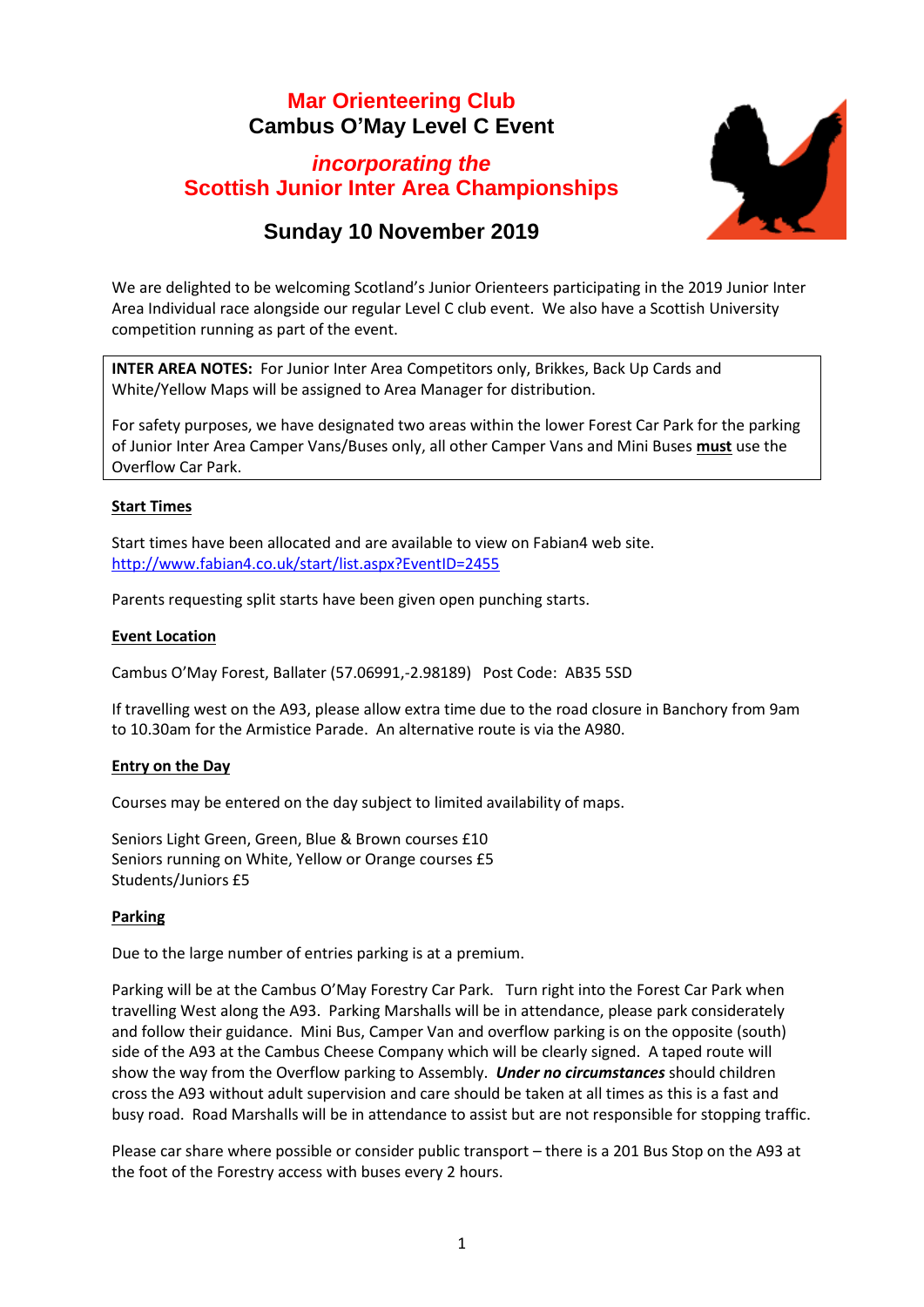# Mar Orienteering Club

## Cambus O'May Level C Event

## *incorporating the* Scottish Junior Inter Area Championships

## Sunday 10 November 2019

We are delighted to be welcoming Scotland's Junior Orienteers participating in the 2019 Junior Inter Area Individual race alongside our regular Level C club event. We also have a Scottish University competition running as part of the event.

**INTER AREA NOTES:** For Junior Inter Area Competitors only, Brikkes, Back Up Cards and White/Yellow Maps will be assigned to Area Manager for distribution.

For safety purposes, we have designated two areas within the lower Forest Car Park for the parking of Junior Inter Area Camper Vans/Buses only, all other Camper Vans and Mini Buses **must** use the Overflow Car Park.

### Start Times

Start times have been allocated and are available to view on Fabian4 web site.
http://www.fabian4.co.uk/start/list.aspx?EventID=2455

Parents requesting split starts have been given open punching starts.

### Event Location

Cambus O'May Forest, Ballater (57.06991,-2.98189) Post Code: AB35 5SD

If travelling west on the A93, please allow extra time due to the road closure in Banchory from 9am to 10.30am for the Armistice Parade. An alternative route is via the A980.

### Entry on the Day

Courses may be entered on the day subject to limited availability of maps.

Seniors Light Green, Green, Blue & Brown courses £10
Seniors running on White, Yellow or Orange courses £5
Students/Juniors £5

### Parking

Due to the large number of entries parking is at a premium.

Parking will be at the Cambus O'May Forestry Car Park. Turn right into the Forest Car Park when travelling West along the A93. Parking Marshalls will be in attendance, please park considerately and follow their guidance. Mini Bus, Camper Van and overflow parking is on the opposite (south) side of the A93 at the Cambus Cheese Company which will be clearly signed. A taped route will show the way from the Overflow parking to Assembly. ***Under no circumstances*** should children cross the A93 without adult supervision and care should be taken at all times as this is a fast and busy road. Road Marshalls will be in attendance to assist but are not responsible for stopping traffic.

Please car share where possible or consider public transport – there is a 201 Bus Stop on the A93 at the foot of the Forestry access with buses every 2 hours.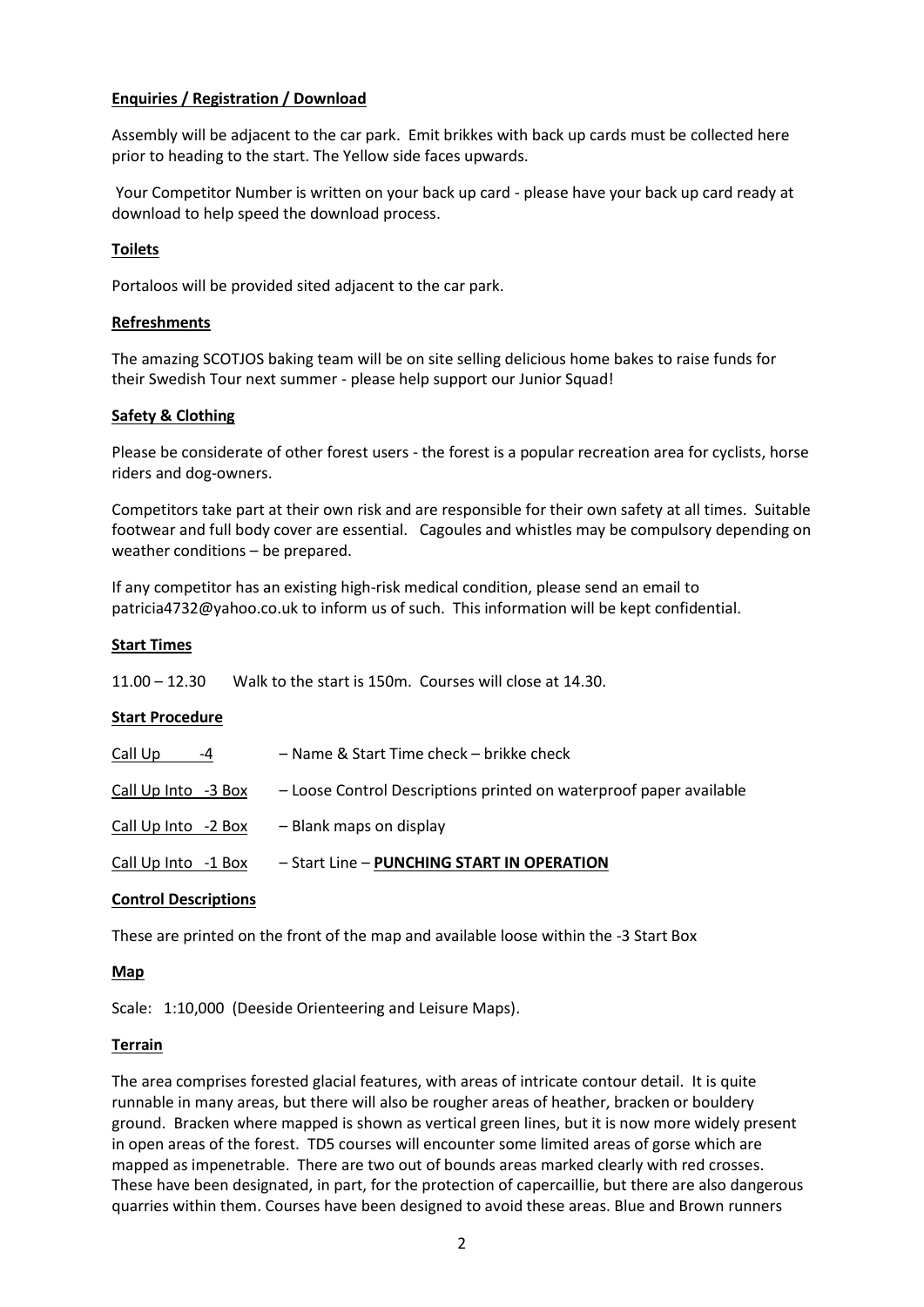**Enquiries / Registration / Download**

Assembly will be adjacent to the car park. Emit brikkes with back up cards must be collected here prior to heading to the start. The Yellow side faces upwards.

Your Competitor Number is written on your back up card - please have your back up card ready at download to help speed the download process.

**Toilets**

Portaloos will be provided sited adjacent to the car park.

**Refreshments**

The amazing SCOTJOS baking team will be on site selling delicious home bakes to raise funds for their Swedish Tour next summer - please help support our Junior Squad!

**Safety & Clothing**

Please be considerate of other forest users - the forest is a popular recreation area for cyclists, horse riders and dog-owners.

Competitors take part at their own risk and are responsible for their own safety at all times. Suitable footwear and full body cover are essential. Cagoules and whistles may be compulsory depending on weather conditions – be prepared.

If any competitor has an existing high-risk medical condition, please send an email to patricia4732@yahoo.co.uk to inform us of such. This information will be kept confidential.

**Start Times**

11.00 – 12.30 Walk to the start is 150m. Courses will close at 14.30.

**Start Procedure**

| | |
|---|---|
| Call Up -4 | – Name & Start Time check – brikke check |
| Call Up Into -3 Box | – Loose Control Descriptions printed on waterproof paper available |
| Call Up Into -2 Box | – Blank maps on display |
| Call Up Into -1 Box | – Start Line – **PUNCHING START IN OPERATION** |

**Control Descriptions**

These are printed on the front of the map and available loose within the -3 Start Box

**Map**

Scale: 1:10,000 (Deeside Orienteering and Leisure Maps).

**Terrain**

The area comprises forested glacial features, with areas of intricate contour detail. It is quite runnable in many areas, but there will also be rougher areas of heather, bracken or bouldery ground. Bracken where mapped is shown as vertical green lines, but it is now more widely present in open areas of the forest. TD5 courses will encounter some limited areas of gorse which are mapped as impenetrable. There are two out of bounds areas marked clearly with red crosses. These have been designated, in part, for the protection of capercaillie, but there are also dangerous quarries within them. Courses have been designed to avoid these areas. Blue and Brown runners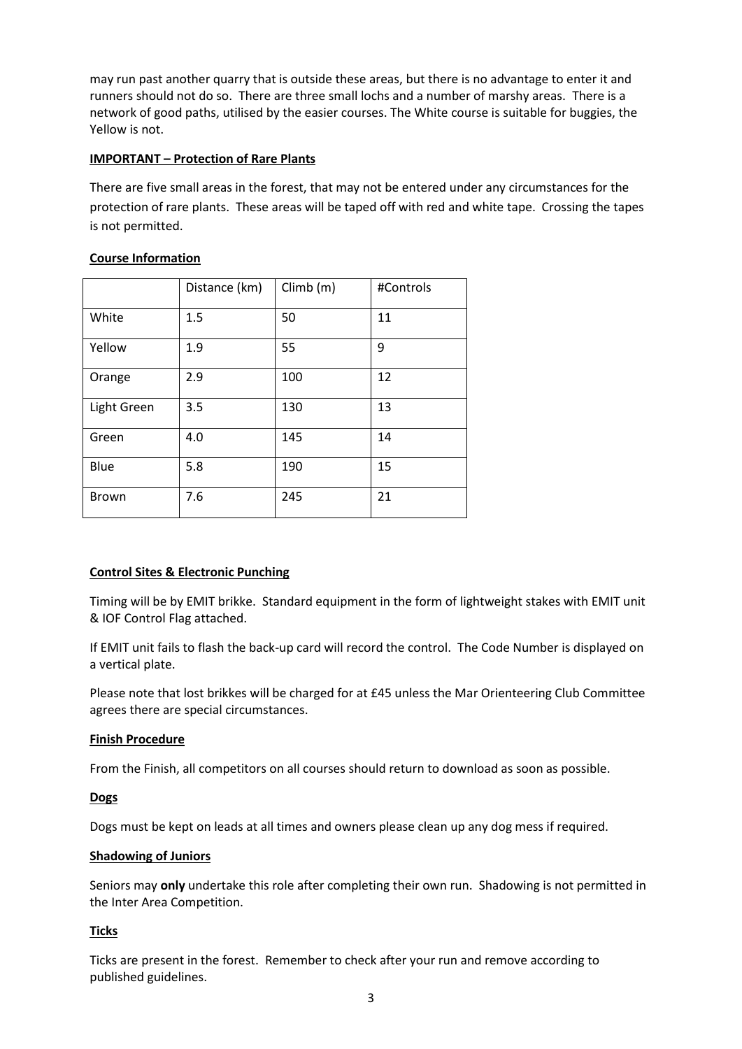may run past another quarry that is outside these areas, but there is no advantage to enter it and runners should not do so. There are three small lochs and a number of marshy areas. There is a network of good paths, utilised by the easier courses. The White course is suitable for buggies, the Yellow is not.

**IMPORTANT – Protection of Rare Plants**

There are five small areas in the forest, that may not be entered under any circumstances for the protection of rare plants. These areas will be taped off with red and white tape. Crossing the tapes is not permitted.

**Course Information**

| | Distance (km) | Climb (m) | #Controls |
|---|---|---|---|
| White | 1.5 | 50 | 11 |
| Yellow | 1.9 | 55 | 9 |
| Orange | 2.9 | 100 | 12 |
| Light Green | 3.5 | 130 | 13 |
| Green | 4.0 | 145 | 14 |
| Blue | 5.8 | 190 | 15 |
| Brown | 7.6 | 245 | 21 |

**Control Sites & Electronic Punching**

Timing will be by EMIT brikke. Standard equipment in the form of lightweight stakes with EMIT unit & IOF Control Flag attached.

If EMIT unit fails to flash the back-up card will record the control. The Code Number is displayed on a vertical plate.

Please note that lost brikkes will be charged for at £45 unless the Mar Orienteering Club Committee agrees there are special circumstances.

**Finish Procedure**

From the Finish, all competitors on all courses should return to download as soon as possible.

**Dogs**

Dogs must be kept on leads at all times and owners please clean up any dog mess if required.

**Shadowing of Juniors**

Seniors may **only** undertake this role after completing their own run. Shadowing is not permitted in the Inter Area Competition.

**Ticks**

Ticks are present in the forest. Remember to check after your run and remove according to published guidelines.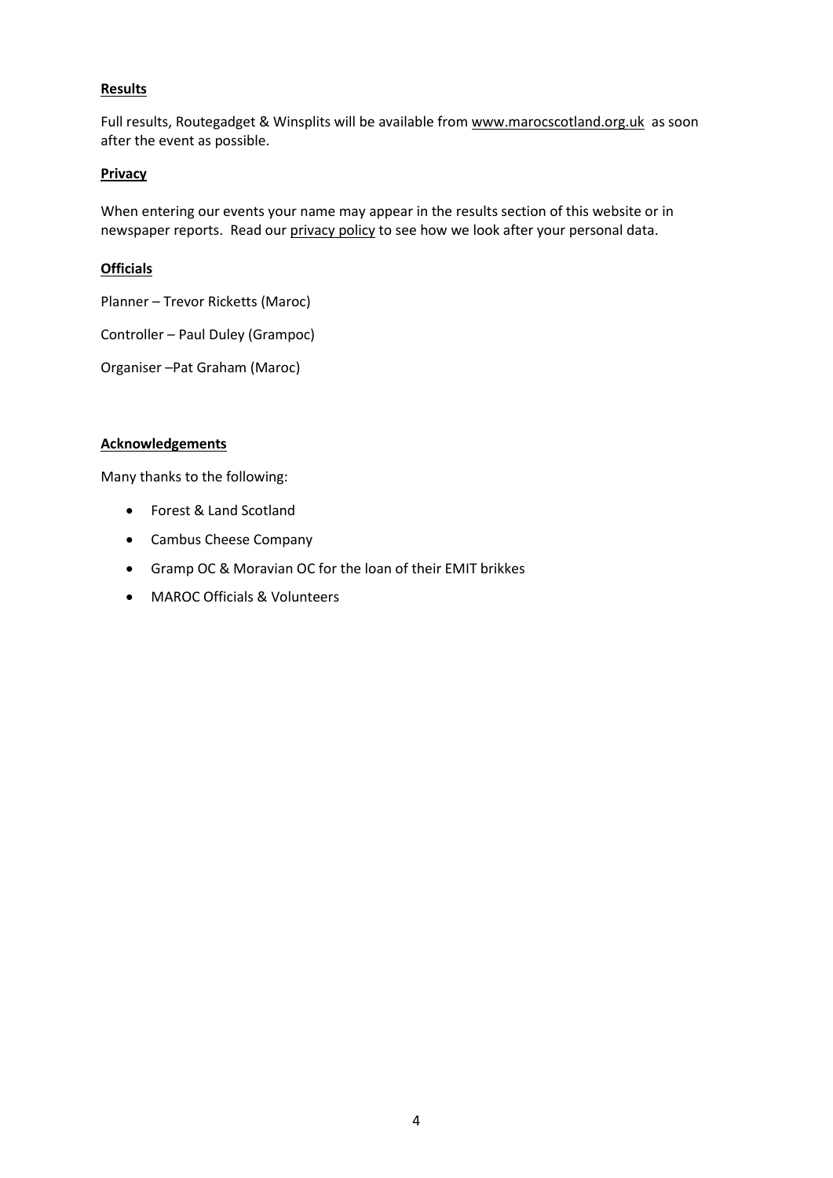**Results**

Full results, Routegadget & Winsplits will be available from www.marocscotland.org.uk as soon after the event as possible.

**Privacy**

When entering our events your name may appear in the results section of this website or in newspaper reports. Read our privacy policy to see how we look after your personal data.

**Officials**

Planner – Trevor Ricketts (Maroc)

Controller – Paul Duley (Grampoc)

Organiser –Pat Graham (Maroc)

**Acknowledgements**

Many thanks to the following:

- Forest & Land Scotland
- Cambus Cheese Company
- Gramp OC & Moravian OC for the loan of their EMIT brikkes
- MAROC Officials & Volunteers